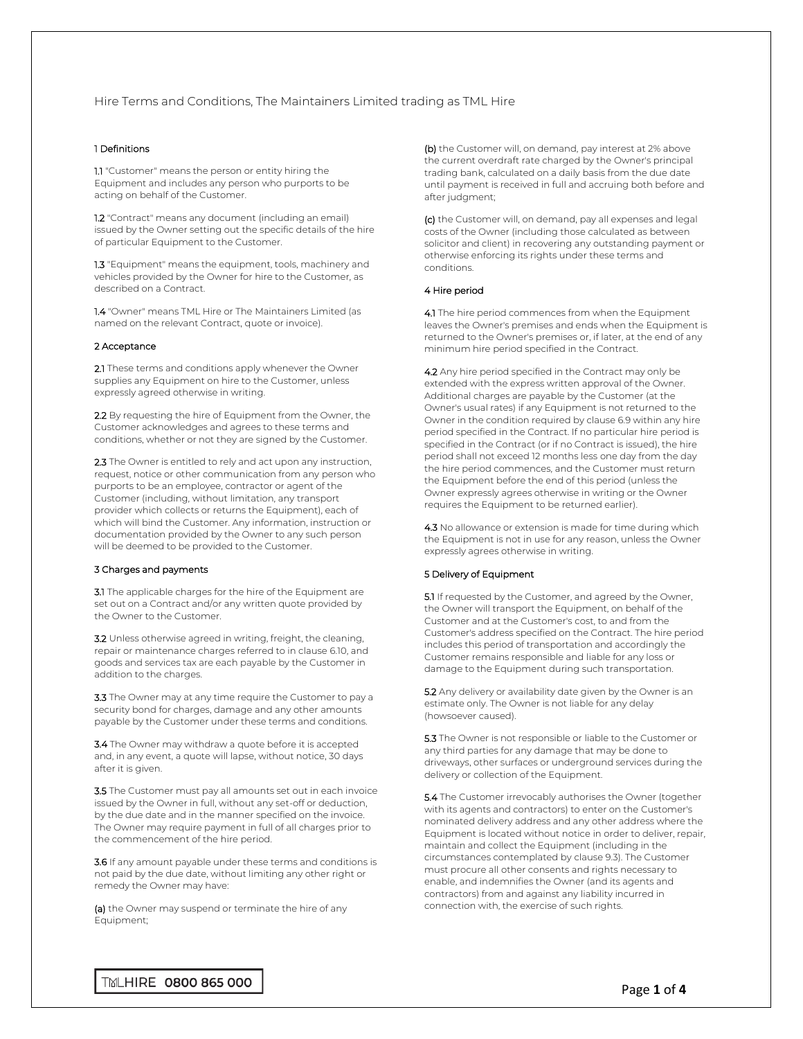# Hire Terms and Conditions, The Maintainers Limited trading as TML Hire

## 1 Definitions

**1.1** "Customer" means the person or entity hiring the Equipment and includes any person who purports to be acting on behalf of the Customer.

**1.2** "Contract" means any document (including an email) issued by the Owner setting out the specific details of the hire of particular Equipment to the Customer.

**1.3** "Equipment" means the equipment, tools, machinery and vehicles provided by the Owner for hire to the Customer, as described on a Contract.

**1.4** "Owner" means TML Hire or The Maintainers Limited (as named on the relevant Contract, quote or invoice).

## 2 Acceptance

**2.1** These terms and conditions apply whenever the Owner supplies any Equipment on hire to the Customer, unless expressly agreed otherwise in writing.

**2.2** By requesting the hire of Equipment from the Owner, the Customer acknowledges and agrees to these terms and conditions, whether or not they are signed by the Customer.

**2.3** The Owner is entitled to rely and act upon any instruction, request, notice or other communication from any person who purports to be an employee, contractor or agent of the Customer (including, without limitation, any transport provider which collects or returns the Equipment), each of which will bind the Customer. Any information, instruction or documentation provided by the Owner to any such person will be deemed to be provided to the Customer.

## 3 Charges and payments

**3.1** The applicable charges for the hire of the Equipment are set out on a Contract and/or any written quote provided by the Owner to the Customer.

**3.2** Unless otherwise agreed in writing, freight, the cleaning, repair or maintenance charges referred to in clause 6.10, and goods and services tax are each payable by the Customer in addition to the charges.

**3.3** The Owner may at any time require the Customer to pay a security bond for charges, damage and any other amounts payable by the Customer under these terms and conditions.

**3.4** The Owner may withdraw a quote before it is accepted and, in any event, a quote will lapse, without notice, 30 days after it is given.

**3.5** The Customer must pay all amounts set out in each invoice issued by the Owner in full, without any set-off or deduction, by the due date and in the manner specified on the invoice. The Owner may require payment in full of all charges prior to the commencement of the hire period.

**3.6** If any amount payable under these terms and conditions is not paid by the due date, without limiting any other right or remedy the Owner may have:

**(a)** the Owner may suspend or terminate the hire of any Equipment;

**(b)** the Customer will, on demand, pay interest at 2% above the current overdraft rate charged by the Owner's principal trading bank, calculated on a daily basis from the due date until payment is received in full and accruing both before and after judgment;

**(c)** the Customer will, on demand, pay all expenses and legal costs of the Owner (including those calculated as between solicitor and client) in recovering any outstanding payment or otherwise enforcing its rights under these terms and conditions.

## 4 Hire period

**4.1** The hire period commences from when the Equipment leaves the Owner's premises and ends when the Equipment is returned to the Owner's premises or, if later, at the end of any minimum hire period specified in the Contract.

**4.2** Any hire period specified in the Contract may only be extended with the express written approval of the Owner. Additional charges are payable by the Customer (at the Owner's usual rates) if any Equipment is not returned to the Owner in the condition required by clause 6.9 within any hire period specified in the Contract. If no particular hire period is specified in the Contract (or if no Contract is issued), the hire period shall not exceed 12 months less one day from the day the hire period commences, and the Customer must return the Equipment before the end of this period (unless the Owner expressly agrees otherwise in writing or the Owner requires the Equipment to be returned earlier).

**4.3** No allowance or extension is made for time during which the Equipment is not in use for any reason, unless the Owner expressly agrees otherwise in writing.

## 5 Delivery of Equipment

**5.1** If requested by the Customer, and agreed by the Owner, the Owner will transport the Equipment, on behalf of the Customer and at the Customer's cost, to and from the Customer's address specified on the Contract. The hire period includes this period of transportation and accordingly the Customer remains responsible and liable for any loss or damage to the Equipment during such transportation.

**5.2** Any delivery or availability date given by the Owner is an estimate only. The Owner is not liable for any delay (howsoever caused).

**5.3** The Owner is not responsible or liable to the Customer or any third parties for any damage that may be done to driveways, other surfaces or underground services during the delivery or collection of the Equipment.

**5.4** The Customer irrevocably authorises the Owner (together with its agents and contractors) to enter on the Customer's nominated delivery address and any other address where the Equipment is located without notice in order to deliver, repair, maintain and collect the Equipment (including in the circumstances contemplated by clause 9.3). The Customer must procure all other consents and rights necessary to enable, and indemnifies the Owner (and its agents and contractors) from and against any liability incurred in connection with, the exercise of such rights.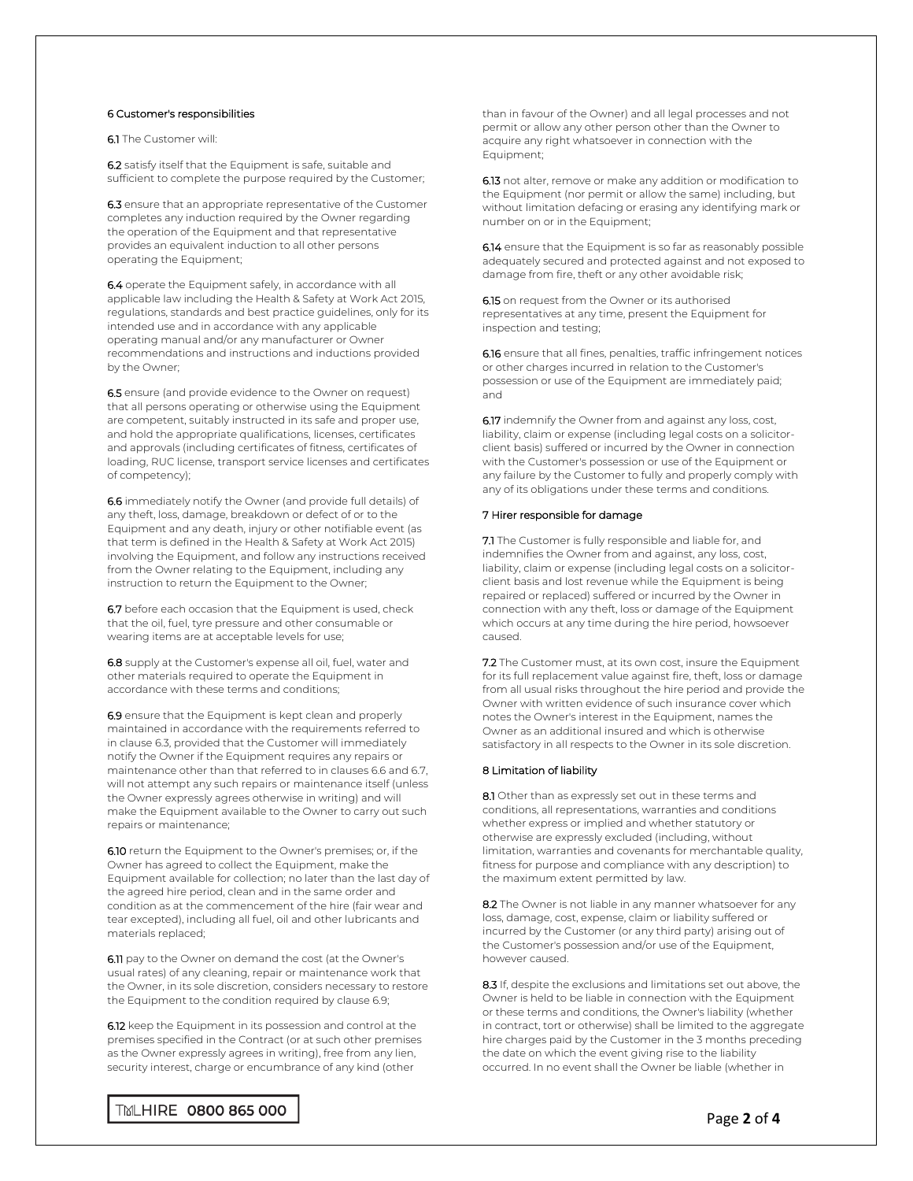## 6 Customer's responsibilities

**6.1** The Customer will:

**6.2** satisfy itself that the Equipment is safe, suitable and sufficient to complete the purpose required by the Customer;

**6.3** ensure that an appropriate representative of the Customer completes any induction required by the Owner regarding the operation of the Equipment and that representative provides an equivalent induction to all other persons operating the Equipment;

**6.4** operate the Equipment safely, in accordance with all applicable law including the Health & Safety at Work Act 2015, regulations, standards and best practice guidelines, only for its intended use and in accordance with any applicable operating manual and/or any manufacturer or Owner recommendations and instructions and inductions provided by the Owner;

**6.5** ensure (and provide evidence to the Owner on request) that all persons operating or otherwise using the Equipment are competent, suitably instructed in its safe and proper use, and hold the appropriate qualifications, licenses, certificates and approvals (including certificates of fitness, certificates of loading, RUC license, transport service licenses and certificates of competency);

**6.6** immediately notify the Owner (and provide full details) of any theft, loss, damage, breakdown or defect of or to the Equipment and any death, injury or other notifiable event (as that term is defined in the Health & Safety at Work Act 2015) involving the Equipment, and follow any instructions received from the Owner relating to the Equipment, including any instruction to return the Equipment to the Owner;

**6.7** before each occasion that the Equipment is used, check that the oil, fuel, tyre pressure and other consumable or wearing items are at acceptable levels for use;

**6.8** supply at the Customer's expense all oil, fuel, water and other materials required to operate the Equipment in accordance with these terms and conditions;

**6.9** ensure that the Equipment is kept clean and properly maintained in accordance with the requirements referred to in clause 6.3, provided that the Customer will immediately notify the Owner if the Equipment requires any repairs or maintenance other than that referred to in clauses 6.6 and 6.7, will not attempt any such repairs or maintenance itself (unless the Owner expressly agrees otherwise in writing) and will make the Equipment available to the Owner to carry out such repairs or maintenance;

**6.10** return the Equipment to the Owner's premises; or, if the Owner has agreed to collect the Equipment, make the Equipment available for collection; no later than the last day of the agreed hire period, clean and in the same order and condition as at the commencement of the hire (fair wear and tear excepted), including all fuel, oil and other lubricants and materials replaced;

**6.11** pay to the Owner on demand the cost (at the Owner's usual rates) of any cleaning, repair or maintenance work that the Owner, in its sole discretion, considers necessary to restore the Equipment to the condition required by clause 6.9;

**6.12** keep the Equipment in its possession and control at the premises specified in the Contract (or at such other premises as the Owner expressly agrees in writing), free from any lien, security interest, charge or encumbrance of any kind (other than in favour of the Owner) and all legal processes and not permit or allow any other person other than the Owner to acquire any right whatsoever in connection with the Equipment;

**6.13** not alter, remove or make any addition or modification to the Equipment (nor permit or allow the same) including, but without limitation defacing or erasing any identifying mark or number on or in the Equipment;

**6.14** ensure that the Equipment is so far as reasonably possible adequately secured and protected against and not exposed to damage from fire, theft or any other avoidable risk;

**6.15** on request from the Owner or its authorised representatives at any time, present the Equipment for inspection and testing;

**6.16** ensure that all fines, penalties, traffic infringement notices or other charges incurred in relation to the Customer's possession or use of the Equipment are immediately paid; and

**6.17** indemnify the Owner from and against any loss, cost, liability, claim or expense (including legal costs on a solicitor-client basis) suffered or incurred by the Owner in connection with the Customer's possession or use of the Equipment or any failure by the Customer to fully and properly comply with any of its obligations under these terms and conditions.

## 7 Hirer responsible for damage

**7.1** The Customer is fully responsible and liable for, and indemnifies the Owner from and against, any loss, cost, liability, claim or expense (including legal costs on a solicitor-client basis and lost revenue while the Equipment is being repaired or replaced) suffered or incurred by the Owner in connection with any theft, loss or damage of the Equipment which occurs at any time during the hire period, howsoever caused.

**7.2** The Customer must, at its own cost, insure the Equipment for its full replacement value against fire, theft, loss or damage from all usual risks throughout the hire period and provide the Owner with written evidence of such insurance cover which notes the Owner's interest in the Equipment, names the Owner as an additional insured and which is otherwise satisfactory in all respects to the Owner in its sole discretion.

## 8 Limitation of liability

**8.1** Other than as expressly set out in these terms and conditions, all representations, warranties and conditions whether express or implied and whether statutory or otherwise are expressly excluded (including, without limitation, warranties and covenants for merchantable quality, fitness for purpose and compliance with any description) to the maximum extent permitted by law.

**8.2** The Owner is not liable in any manner whatsoever for any loss, damage, cost, expense, claim or liability suffered or incurred by the Customer (or any third party) arising out of the Customer's possession and/or use of the Equipment, however caused.

**8.3** If, despite the exclusions and limitations set out above, the Owner is held to be liable in connection with the Equipment or these terms and conditions, the Owner's liability (whether in contract, tort or otherwise) shall be limited to the aggregate hire charges paid by the Customer in the 3 months preceding the date on which the event giving rise to the liability occurred. In no event shall the Owner be liable (whether in

TMLHIRE 0800 865 000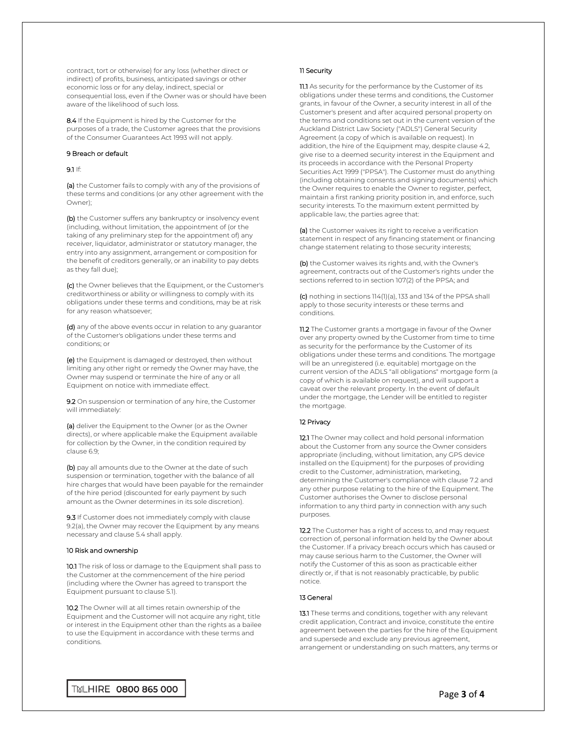contract, tort or otherwise) for any loss (whether direct or indirect) of profits, business, anticipated savings or other economic loss or for any delay, indirect, special or consequential loss, even if the Owner was or should have been aware of the likelihood of such loss.

**8.4** If the Equipment is hired by the Customer for the purposes of a trade, the Customer agrees that the provisions of the Consumer Guarantees Act 1993 will not apply.

## 9 Breach or default

**9.1** If:

**(a)** the Customer fails to comply with any of the provisions of these terms and conditions (or any other agreement with the Owner);

**(b)** the Customer suffers any bankruptcy or insolvency event (including, without limitation, the appointment of (or the taking of any preliminary step for the appointment of) any receiver, liquidator, administrator or statutory manager, the entry into any assignment, arrangement or composition for the benefit of creditors generally, or an inability to pay debts as they fall due);

**(c)** the Owner believes that the Equipment, or the Customer's creditworthiness or ability or willingness to comply with its obligations under these terms and conditions, may be at risk for any reason whatsoever;

**(d)** any of the above events occur in relation to any guarantor of the Customer's obligations under these terms and conditions; or

**(e)** the Equipment is damaged or destroyed, then without limiting any other right or remedy the Owner may have, the Owner may suspend or terminate the hire of any or all Equipment on notice with immediate effect.

**9.2** On suspension or termination of any hire, the Customer will immediately:

**(a)** deliver the Equipment to the Owner (or as the Owner directs), or where applicable make the Equipment available for collection by the Owner, in the condition required by clause 6.9;

**(b)** pay all amounts due to the Owner at the date of such suspension or termination, together with the balance of all hire charges that would have been payable for the remainder of the hire period (discounted for early payment by such amount as the Owner determines in its sole discretion).

**9.3** If Customer does not immediately comply with clause 9.2(a), the Owner may recover the Equipment by any means necessary and clause 5.4 shall apply.

## 10 Risk and ownership

**10.1** The risk of loss or damage to the Equipment shall pass to the Customer at the commencement of the hire period (including where the Owner has agreed to transport the Equipment pursuant to clause 5.1).

**10.2** The Owner will at all times retain ownership of the Equipment and the Customer will not acquire any right, title or interest in the Equipment other than the rights as a bailee to use the Equipment in accordance with these terms and conditions.

## 11 Security

**11.1** As security for the performance by the Customer of its obligations under these terms and conditions, the Customer grants, in favour of the Owner, a security interest in all of the Customer's present and after acquired personal property on the terms and conditions set out in the current version of the Auckland District Law Society ("ADLS") General Security Agreement (a copy of which is available on request). In addition, the hire of the Equipment may, despite clause 4.2, give rise to a deemed security interest in the Equipment and its proceeds in accordance with the Personal Property Securities Act 1999 ("PPSA"). The Customer must do anything (including obtaining consents and signing documents) which the Owner requires to enable the Owner to register, perfect, maintain a first ranking priority position in, and enforce, such security interests. To the maximum extent permitted by applicable law, the parties agree that:

**(a)** the Customer waives its right to receive a verification statement in respect of any financing statement or financing change statement relating to those security interests;

**(b)** the Customer waives its rights and, with the Owner's agreement, contracts out of the Customer's rights under the sections referred to in section 107(2) of the PPSA; and

**(c)** nothing in sections 114(1)(a), 133 and 134 of the PPSA shall apply to those security interests or these terms and conditions.

**11.2** The Customer grants a mortgage in favour of the Owner over any property owned by the Customer from time to time as security for the performance by the Customer of its obligations under these terms and conditions. The mortgage will be an unregistered (i.e. equitable) mortgage on the current version of the ADLS "all obligations" mortgage form (a copy of which is available on request), and will support a caveat over the relevant property. In the event of default under the mortgage, the Lender will be entitled to register the mortgage.

## 12 Privacy

**12.1** The Owner may collect and hold personal information about the Customer from any source the Owner considers appropriate (including, without limitation, any GPS device installed on the Equipment) for the purposes of providing credit to the Customer, administration, marketing, determining the Customer's compliance with clause 7.2 and any other purpose relating to the hire of the Equipment. The Customer authorises the Owner to disclose personal information to any third party in connection with any such purposes.

**12.2** The Customer has a right of access to, and may request correction of, personal information held by the Owner about the Customer. If a privacy breach occurs which has caused or may cause serious harm to the Customer, the Owner will notify the Customer of this as soon as practicable either directly or, if that is not reasonably practicable, by public notice.

## 13 General

**13.1** These terms and conditions, together with any relevant credit application, Contract and invoice, constitute the entire agreement between the parties for the hire of the Equipment and supersede and exclude any previous agreement, arrangement or understanding on such matters, any terms or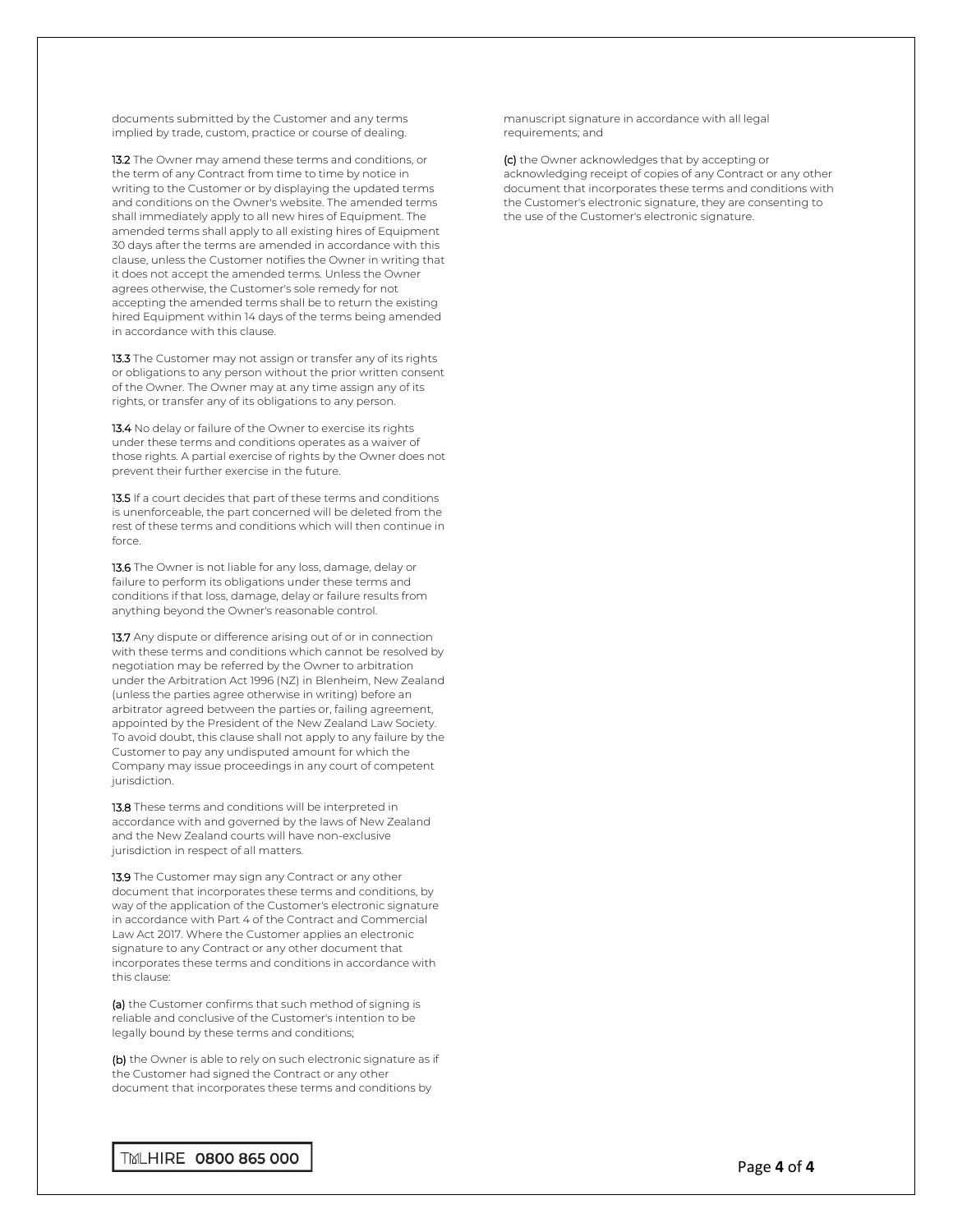documents submitted by the Customer and any terms implied by trade, custom, practice or course of dealing.

**13.2** The Owner may amend these terms and conditions, or the term of any Contract from time to time by notice in writing to the Customer or by displaying the updated terms and conditions on the Owner's website. The amended terms shall immediately apply to all new hires of Equipment. The amended terms shall apply to all existing hires of Equipment 30 days after the terms are amended in accordance with this clause, unless the Customer notifies the Owner in writing that it does not accept the amended terms. Unless the Owner agrees otherwise, the Customer's sole remedy for not accepting the amended terms shall be to return the existing hired Equipment within 14 days of the terms being amended in accordance with this clause.

**13.3** The Customer may not assign or transfer any of its rights or obligations to any person without the prior written consent of the Owner. The Owner may at any time assign any of its rights, or transfer any of its obligations to any person.

**13.4** No delay or failure of the Owner to exercise its rights under these terms and conditions operates as a waiver of those rights. A partial exercise of rights by the Owner does not prevent their further exercise in the future.

**13.5** If a court decides that part of these terms and conditions is unenforceable, the part concerned will be deleted from the rest of these terms and conditions which will then continue in force.

**13.6** The Owner is not liable for any loss, damage, delay or failure to perform its obligations under these terms and conditions if that loss, damage, delay or failure results from anything beyond the Owner's reasonable control.

**13.7** Any dispute or difference arising out of or in connection with these terms and conditions which cannot be resolved by negotiation may be referred by the Owner to arbitration under the Arbitration Act 1996 (NZ) in Blenheim, New Zealand (unless the parties agree otherwise in writing) before an arbitrator agreed between the parties or, failing agreement, appointed by the President of the New Zealand Law Society. To avoid doubt, this clause shall not apply to any failure by the Customer to pay any undisputed amount for which the Company may issue proceedings in any court of competent jurisdiction.

**13.8** These terms and conditions will be interpreted in accordance with and governed by the laws of New Zealand and the New Zealand courts will have non-exclusive jurisdiction in respect of all matters.

**13.9** The Customer may sign any Contract or any other document that incorporates these terms and conditions, by way of the application of the Customer's electronic signature in accordance with Part 4 of the Contract and Commercial Law Act 2017. Where the Customer applies an electronic signature to any Contract or any other document that incorporates these terms and conditions in accordance with this clause:

**(a)** the Customer confirms that such method of signing is reliable and conclusive of the Customer's intention to be legally bound by these terms and conditions;

**(b)** the Owner is able to rely on such electronic signature as if the Customer had signed the Contract or any other document that incorporates these terms and conditions by manuscript signature in accordance with all legal requirements; and

**(c)** the Owner acknowledges that by accepting or acknowledging receipt of copies of any Contract or any other document that incorporates these terms and conditions with the Customer's electronic signature, they are consenting to the use of the Customer's electronic signature.

TMLHIRE **0800 865 000**